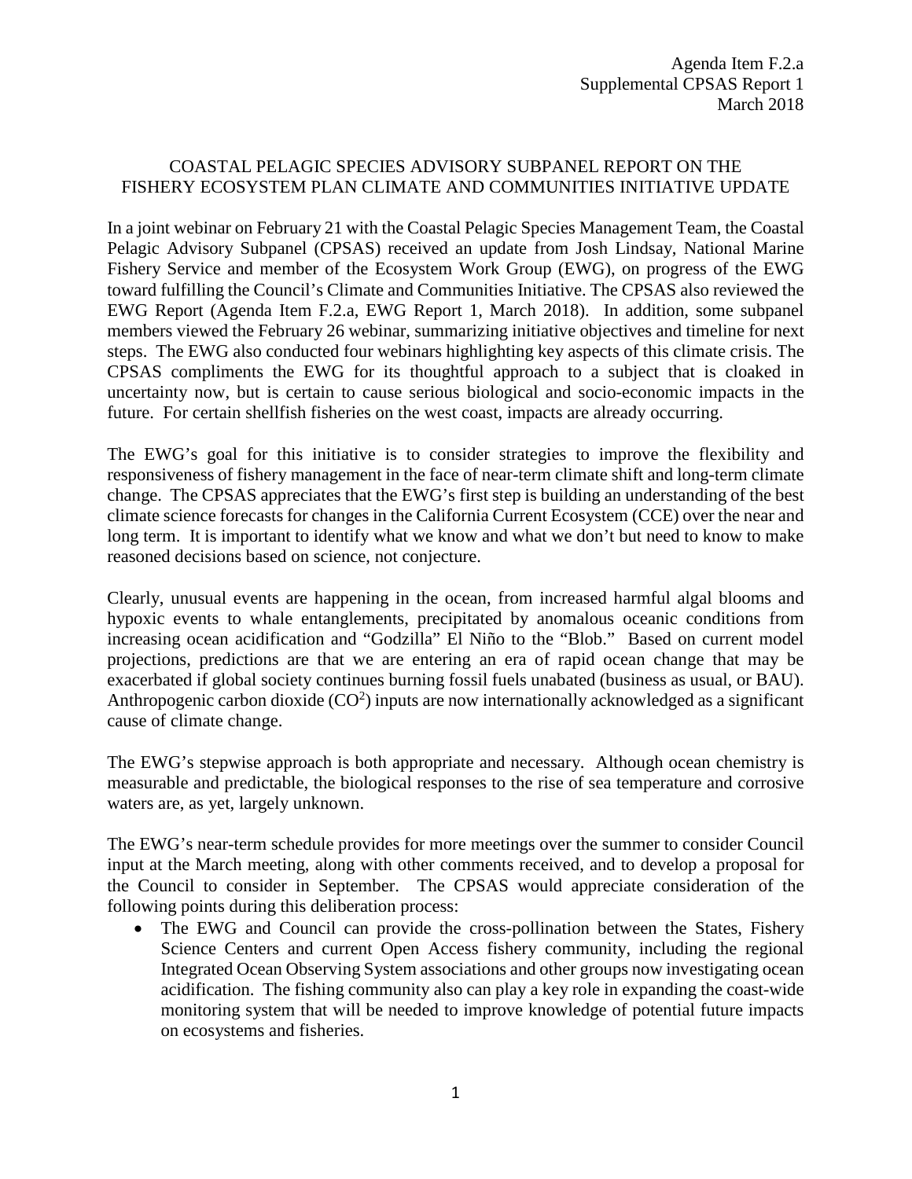Agenda Item F.2.a
Supplemental CPSAS Report 1
March 2018

# COASTAL PELAGIC SPECIES ADVISORY SUBPANEL REPORT ON THE FISHERY ECOSYSTEM PLAN CLIMATE AND COMMUNITIES INITIATIVE UPDATE

In a joint webinar on February 21 with the Coastal Pelagic Species Management Team, the Coastal Pelagic Advisory Subpanel (CPSAS) received an update from Josh Lindsay, National Marine Fishery Service and member of the Ecosystem Work Group (EWG), on progress of the EWG toward fulfilling the Council's Climate and Communities Initiative. The CPSAS also reviewed the EWG Report (Agenda Item F.2.a, EWG Report 1, March 2018). In addition, some subpanel members viewed the February 26 webinar, summarizing initiative objectives and timeline for next steps. The EWG also conducted four webinars highlighting key aspects of this climate crisis. The CPSAS compliments the EWG for its thoughtful approach to a subject that is cloaked in uncertainty now, but is certain to cause serious biological and socio-economic impacts in the future. For certain shellfish fisheries on the west coast, impacts are already occurring.

The EWG's goal for this initiative is to consider strategies to improve the flexibility and responsiveness of fishery management in the face of near-term climate shift and long-term climate change. The CPSAS appreciates that the EWG's first step is building an understanding of the best climate science forecasts for changes in the California Current Ecosystem (CCE) over the near and long term. It is important to identify what we know and what we don't but need to know to make reasoned decisions based on science, not conjecture.

Clearly, unusual events are happening in the ocean, from increased harmful algal blooms and hypoxic events to whale entanglements, precipitated by anomalous oceanic conditions from increasing ocean acidification and "Godzilla" El Niño to the "Blob." Based on current model projections, predictions are that we are entering an era of rapid ocean change that may be exacerbated if global society continues burning fossil fuels unabated (business as usual, or BAU). Anthropogenic carbon dioxide ($CO^2$) inputs are now internationally acknowledged as a significant cause of climate change.

The EWG's stepwise approach is both appropriate and necessary. Although ocean chemistry is measurable and predictable, the biological responses to the rise of sea temperature and corrosive waters are, as yet, largely unknown.

The EWG's near-term schedule provides for more meetings over the summer to consider Council input at the March meeting, along with other comments received, and to develop a proposal for the Council to consider in September. The CPSAS would appreciate consideration of the following points during this deliberation process:

- The EWG and Council can provide the cross-pollination between the States, Fishery Science Centers and current Open Access fishery community, including the regional Integrated Ocean Observing System associations and other groups now investigating ocean acidification. The fishing community also can play a key role in expanding the coast-wide monitoring system that will be needed to improve knowledge of potential future impacts on ecosystems and fisheries.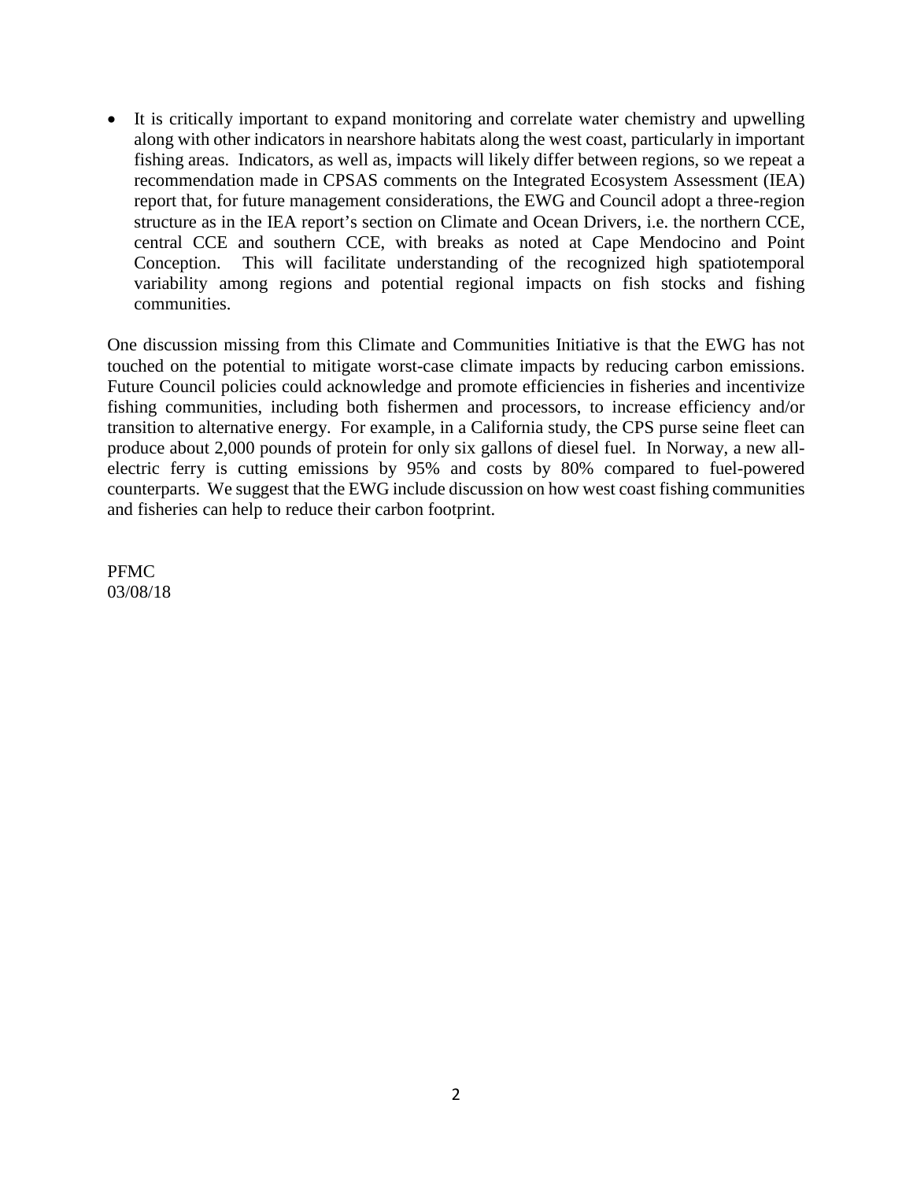- It is critically important to expand monitoring and correlate water chemistry and upwelling along with other indicators in nearshore habitats along the west coast, particularly in important fishing areas. Indicators, as well as, impacts will likely differ between regions, so we repeat a recommendation made in CPSAS comments on the Integrated Ecosystem Assessment (IEA) report that, for future management considerations, the EWG and Council adopt a three-region structure as in the IEA report's section on Climate and Ocean Drivers, i.e. the northern CCE, central CCE and southern CCE, with breaks as noted at Cape Mendocino and Point Conception. This will facilitate understanding of the recognized high spatiotemporal variability among regions and potential regional impacts on fish stocks and fishing communities.

One discussion missing from this Climate and Communities Initiative is that the EWG has not touched on the potential to mitigate worst-case climate impacts by reducing carbon emissions. Future Council policies could acknowledge and promote efficiencies in fisheries and incentivize fishing communities, including both fishermen and processors, to increase efficiency and/or transition to alternative energy. For example, in a California study, the CPS purse seine fleet can produce about 2,000 pounds of protein for only six gallons of diesel fuel. In Norway, a new all-electric ferry is cutting emissions by 95% and costs by 80% compared to fuel-powered counterparts. We suggest that the EWG include discussion on how west coast fishing communities and fisheries can help to reduce their carbon footprint.

PFMC
03/08/18